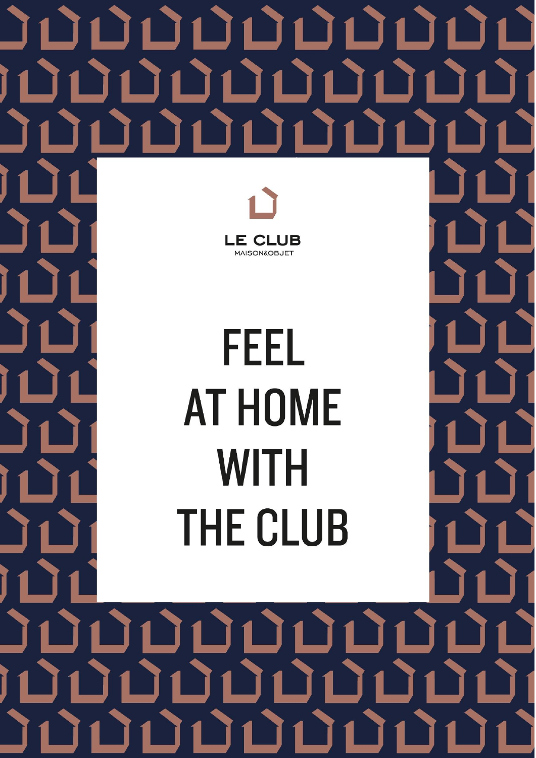LE CLUB

MAISON&OBJET

# FEEL AT HOME WITH THE CLUB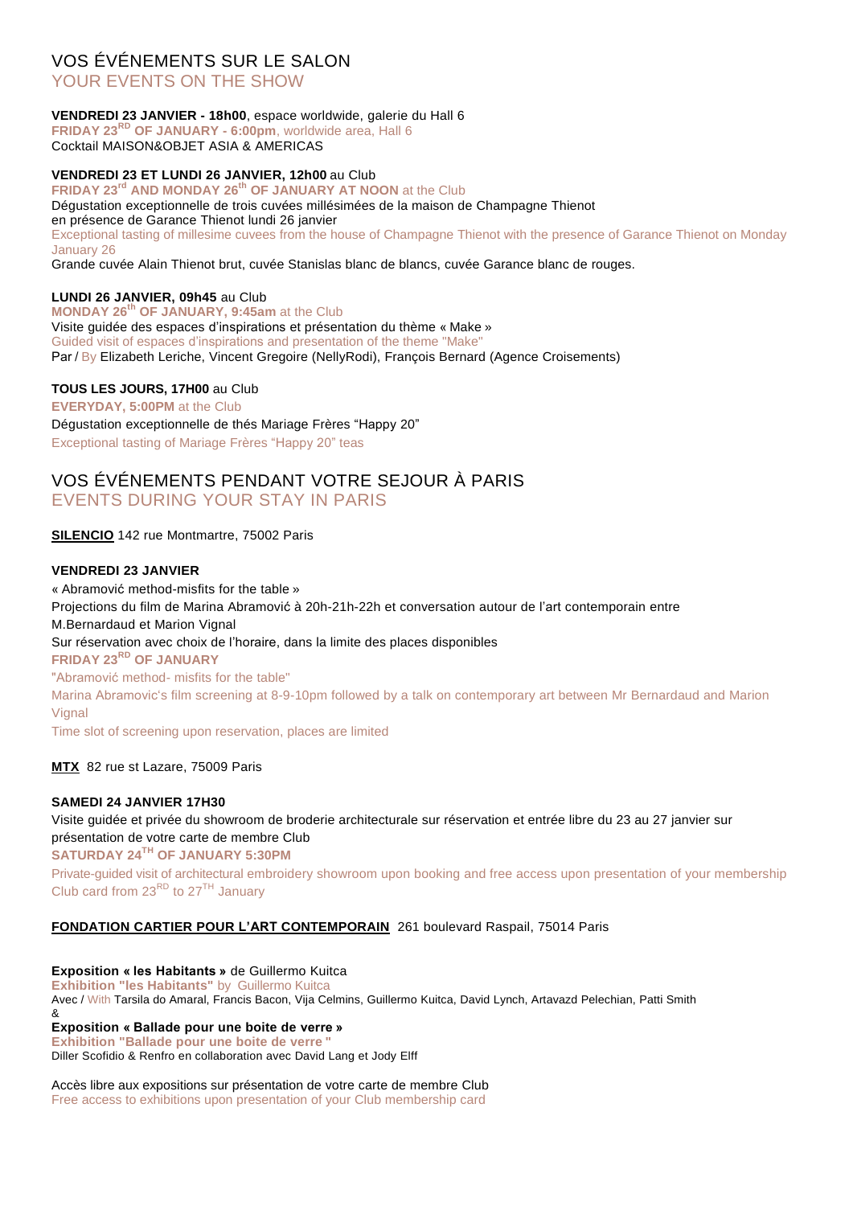# VOS ÉVÉNEMENTS SUR LE SALON

## YOUR EVENTS ON THE SHOW

**VENDREDI 23 JANVIER - 18h00**, espace worldwide, galerie du Hall 6
**FRIDAY 23RD OF JANUARY - 6:00pm**, worldwide area, Hall 6
Cocktail MAISON&OBJET ASIA & AMERICAS

**VENDREDI 23 ET LUNDI 26 JANVIER, 12h00** au Club
**FRIDAY 23rd AND MONDAY 26th OF JANUARY AT NOON** at the Club
Dégustation exceptionnelle de trois cuvées millésimées de la maison de Champagne Thienot en présence de Garance Thienot lundi 26 janvier
Exceptional tasting of millesime cuvees from the house of Champagne Thienot with the presence of Garance Thienot on Monday January 26
Grande cuvée Alain Thienot brut, cuvée Stanislas blanc de blancs, cuvée Garance blanc de rouges.

**LUNDI 26 JANVIER, 09h45** au Club
**MONDAY 26th OF JANUARY, 9:45am** at the Club
Visite guidée des espaces d'inspirations et présentation du thème « Make »
Guided visit of espaces d'inspirations and presentation of the theme "Make"
Par / By Elizabeth Leriche, Vincent Gregoire (NellyRodi), François Bernard (Agence Croisements)

**TOUS LES JOURS, 17H00** au Club
**EVERYDAY, 5:00PM** at the Club
Dégustation exceptionnelle de thés Mariage Frères "Happy 20"
Exceptional tasting of Mariage Frères "Happy 20" teas

# VOS ÉVÉNEMENTS PENDANT VOTRE SEJOUR À PARIS

## EVENTS DURING YOUR STAY IN PARIS

**SILENCIO** 142 rue Montmartre, 75002 Paris

**VENDREDI 23 JANVIER**
« Abramović method-misfits for the table »
Projections du film de Marina Abramović à 20h-21h-22h et conversation autour de l'art contemporain entre M.Bernardaud et Marion Vignal
Sur réservation avec choix de l'horaire, dans la limite des places disponibles
**FRIDAY 23RD OF JANUARY**
"Abramović method- misfits for the table"
Marina Abramovic's film screening at 8-9-10pm followed by a talk on contemporary art between Mr Bernardaud and Marion Vignal
Time slot of screening upon reservation, places are limited

**MTX** 82 rue st Lazare, 75009 Paris

**SAMEDI 24 JANVIER 17H30**
Visite guidée et privée du showroom de broderie architecturale sur réservation et entrée libre du 23 au 27 janvier sur présentation de votre carte de membre Club
**SATURDAY 24TH OF JANUARY 5:30PM**
Private-guided visit of architectural embroidery showroom upon booking and free access upon presentation of your membership Club card from 23RD to 27TH January

**FONDATION CARTIER POUR L'ART CONTEMPORAIN** 261 boulevard Raspail, 75014 Paris

**Exposition « les Habitants »** de Guillermo Kuitca
**Exhibition "les Habitants"** by Guillermo Kuitca
Avec / With Tarsila do Amaral, Francis Bacon, Vija Celmins, Guillermo Kuitca, David Lynch, Artavazd Pelechian, Patti Smith
&
**Exposition « Ballade pour une boite de verre »**
**Exhibition "Ballade pour une boite de verre "**
Diller Scofidio & Renfro en collaboration avec David Lang et Jody Elff

Accès libre aux expositions sur présentation de votre carte de membre Club
Free access to exhibitions upon presentation of your Club membership card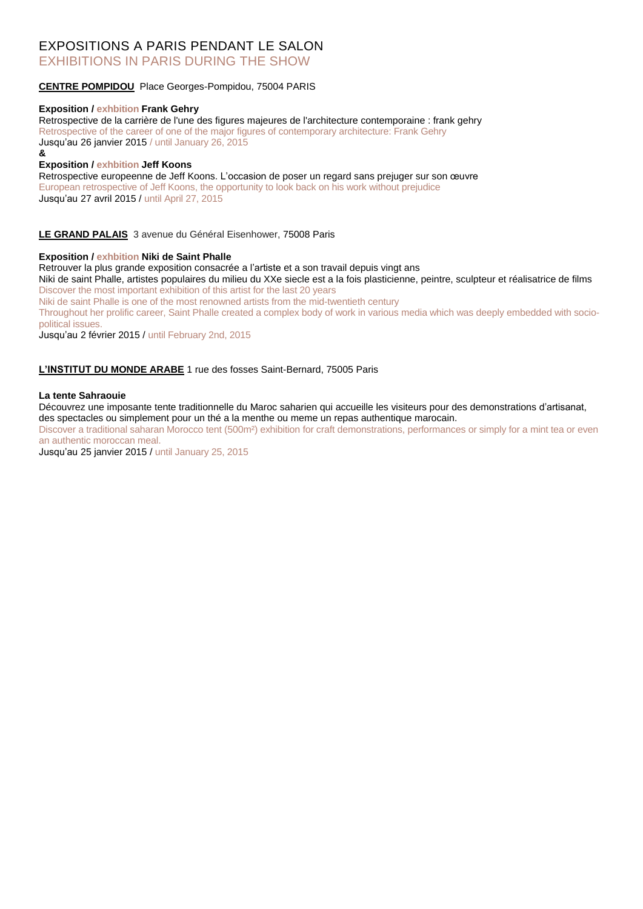# EXPOSITIONS A PARIS PENDANT LE SALON
EXHIBITIONS IN PARIS DURING THE SHOW

**CENTRE POMPIDOU** Place Georges-Pompidou, 75004 PARIS

**Exposition / exhbition Frank Gehry**
Retrospective de la carrière de l'une des figures majeures de l'architecture contemporaine : frank gehry
Retrospective of the career of one of the major figures of contemporary architecture: Frank Gehry
Jusqu'au 26 janvier 2015 / until January 26, 2015
**&**
**Exposition / exhbition Jeff Koons**
Retrospective europeenne de Jeff Koons. L'occasion de poser un regard sans prejuger sur son œuvre
European retrospective of Jeff Koons, the opportunity to look back on his work without prejudice
Jusqu'au 27 avril 2015 / until April 27, 2015

**LE GRAND PALAIS** 3 avenue du Général Eisenhower, 75008 Paris

**Exposition / exhbition Niki de Saint Phalle**
Retrouver la plus grande exposition consacrée a l'artiste et a son travail depuis vingt ans
Niki de saint Phalle, artistes populaires du milieu du XXe siecle est a la fois plasticienne, peintre, sculpteur et réalisatrice de films
Discover the most important exhibition of this artist for the last 20 years
Niki de saint Phalle is one of the most renowned artists from the mid-twentieth century
Throughout her prolific career, Saint Phalle created a complex body of work in various media which was deeply embedded with socio-political issues.
Jusqu'au 2 février 2015 / until February 2nd, 2015

**L'INSTITUT DU MONDE ARABE** 1 rue des fosses Saint-Bernard, 75005 Paris

**La tente Sahraouie**
Découvrez une imposante tente traditionnelle du Maroc saharien qui accueille les visiteurs pour des demonstrations d'artisanat, des spectacles ou simplement pour un thé a la menthe ou meme un repas authentique marocain.
Discover a traditional saharan Morocco tent (500m²) exhibition for craft demonstrations, performances or simply for a mint tea or even an authentic moroccan meal.
Jusqu'au 25 janvier 2015 / until January 25, 2015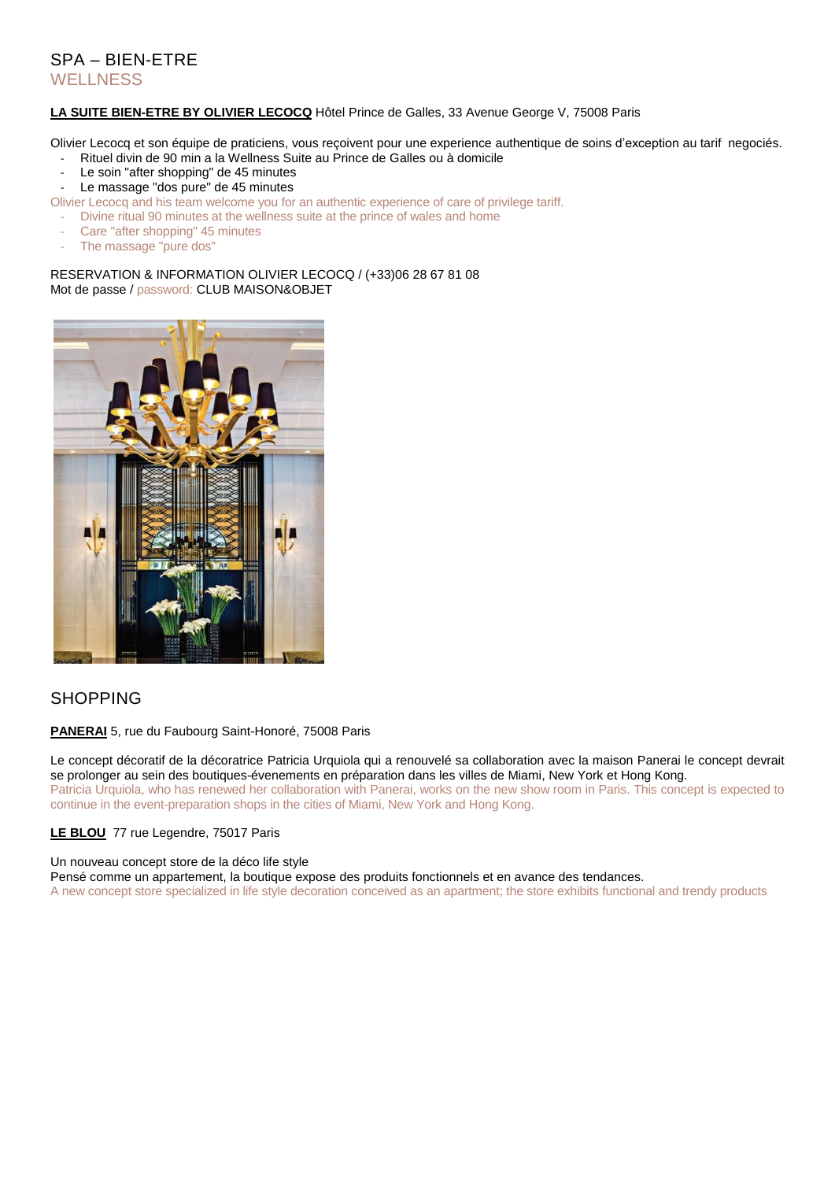## SPA – BIEN-ETRE
## WELLNESS

**LA SUITE BIEN-ETRE BY OLIVIER LECOCQ** Hôtel Prince de Galles, 33 Avenue George V, 75008 Paris

Olivier Lecocq et son équipe de praticiens, vous reçoivent pour une experience authentique de soins d'exception au tarif negociés.

- Rituel divin de 90 min a la Wellness Suite au Prince de Galles ou à domicile
- Le soin "after shopping" de 45 minutes
- Le massage "dos pure" de 45 minutes

Olivier Lecocq and his team welcome you for an authentic experience of care of privilege tariff.

- Divine ritual 90 minutes at the wellness suite at the prince of wales and home
- Care "after shopping" 45 minutes
- The massage "pure dos"

RESERVATION & INFORMATION OLIVIER LECOCQ / (+33)06 28 67 81 08
Mot de passe / password: CLUB MAISON&OBJET

## SHOPPING

**PANERAI** 5, rue du Faubourg Saint-Honoré, 75008 Paris

Le concept décoratif de la décoratrice Patricia Urquiola qui a renouvelé sa collaboration avec la maison Panerai le concept devrait se prolonger au sein des boutiques-évenements en préparation dans les villes de Miami, New York et Hong Kong.
Patricia Urquiola, who has renewed her collaboration with Panerai, works on the new show room in Paris. This concept is expected to continue in the event-preparation shops in the cities of Miami, New York and Hong Kong.

**LE BLOU** 77 rue Legendre, 75017 Paris

Un nouveau concept store de la déco life style
Pensé comme un appartement, la boutique expose des produits fonctionnels et en avance des tendances.
A new concept store specialized in life style decoration conceived as an apartment; the store exhibits functional and trendy products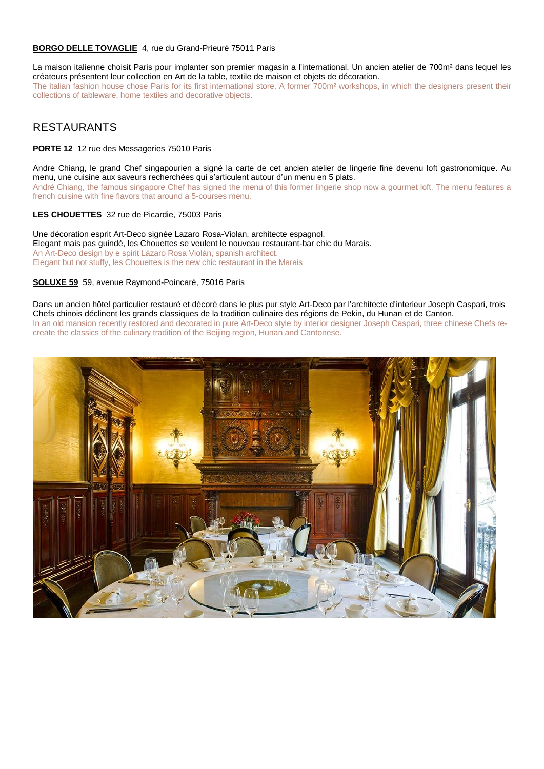**BORGO DELLE TOVAGLIE** 4, rue du Grand-Prieuré 75011 Paris

La maison italienne choisit Paris pour implanter son premier magasin a l'international. Un ancien atelier de 700m² dans lequel les créateurs présentent leur collection en Art de la table, textile de maison et objets de décoration.
The italian fashion house chose Paris for its first international store. A former 700m² workshops, in which the designers present their collections of tableware, home textiles and decorative objects.

## RESTAURANTS

**PORTE 12** 12 rue des Messageries 75010 Paris

Andre Chiang, le grand Chef singapourien a signé la carte de cet ancien atelier de lingerie fine devenu loft gastronomique. Au menu, une cuisine aux saveurs recherchées qui s'articulent autour d'un menu en 5 plats.
André Chiang, the famous singapore Chef has signed the menu of this former lingerie shop now a gourmet loft. The menu features a french cuisine with fine flavors that around a 5-courses menu.

**LES CHOUETTES** 32 rue de Picardie, 75003 Paris

Une décoration esprit Art-Deco signée Lazaro Rosa-Violan, architecte espagnol.
Elegant mais pas guindé, les Chouettes se veulent le nouveau restaurant-bar chic du Marais.
An Art-Deco design by e spirit Lázaro Rosa Violán, spanish architect.
Elegant but not stuffy, les Chouettes is the new chic restaurant in the Marais

**SOLUXE 59** 59, avenue Raymond-Poincaré, 75016 Paris

Dans un ancien hôtel particulier restauré et décoré dans le plus pur style Art-Deco par l'architecte d'interieur Joseph Caspari, trois Chefs chinois déclinent les grands classiques de la tradition culinaire des régions de Pekin, du Hunan et de Canton.
In an old mansion recently restored and decorated in pure Art-Deco style by interior designer Joseph Caspari, three chinese Chefs re-create the classics of the culinary tradition of the Beijing region, Hunan and Cantonese.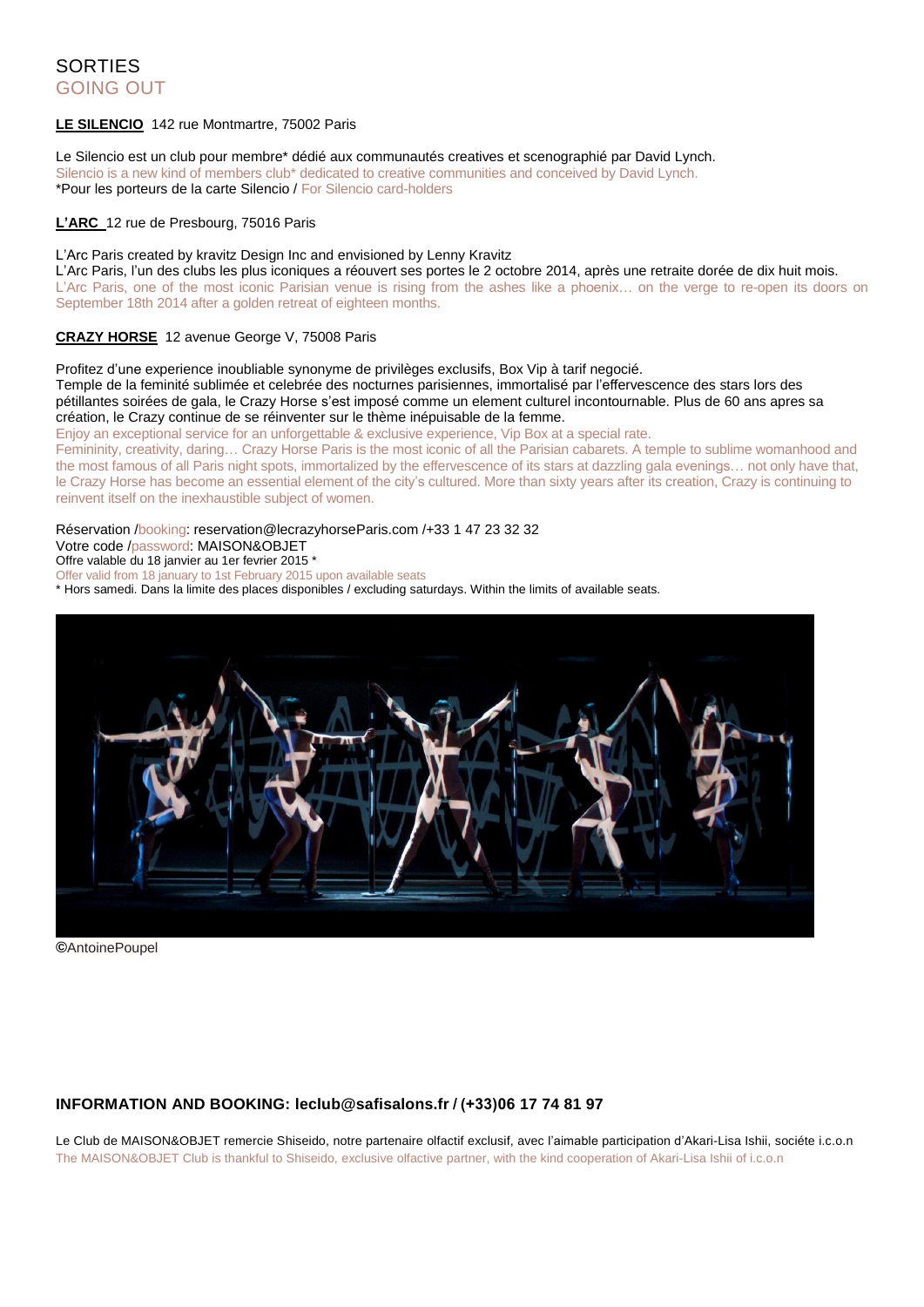# SORTIES
## GOING OUT

**LE SILENCIO** 142 rue Montmartre, 75002 Paris

Le Silencio est un club pour membre* dédié aux communautés creatives et scenographié par David Lynch.
Silencio is a new kind of members club* dedicated to creative communities and conceived by David Lynch.
*Pour les porteurs de la carte Silencio / For Silencio card-holders

**L'ARC** 12 rue de Presbourg, 75016 Paris

L'Arc Paris created by kravitz Design Inc and envisioned by Lenny Kravitz
L'Arc Paris, l'un des clubs les plus iconiques a réouvert ses portes le 2 octobre 2014, après une retraite dorée de dix huit mois.
L'Arc Paris, one of the most iconic Parisian venue is rising from the ashes like a phoenix… on the verge to re-open its doors on September 18th 2014 after a golden retreat of eighteen months.

**CRAZY HORSE** 12 avenue George V, 75008 Paris

Profitez d'une experience inoubliable synonyme de privilèges exclusifs, Box Vip à tarif negocié.
Temple de la feminité sublimée et celebrée des nocturnes parisiennes, immortalisé par l'effervescence des stars lors des pétillantes soirées de gala, le Crazy Horse s'est imposé comme un element culturel incontournable. Plus de 60 ans apres sa création, le Crazy continue de se réinventer sur le thème inépuisable de la femme.
Enjoy an exceptional service for an unforgettable & exclusive experience, Vip Box at a special rate.
Femininity, creativity, daring… Crazy Horse Paris is the most iconic of all the Parisian cabarets. A temple to sublime womanhood and the most famous of all Paris night spots, immortalized by the effervescence of its stars at dazzling gala evenings… not only have that, le Crazy Horse has become an essential element of the city's cultured. More than sixty years after its creation, Crazy is continuing to reinvent itself on the inexhaustible subject of women.

Réservation /booking: reservation@lecrazyhorseParis.com /+33 1 47 23 32 32
Votre code /password: MAISON&OBJET
Offre valable du 18 janvier au 1er fevrier 2015 *
Offer valid from 18 january to 1st February 2015 upon available seats
* Hors samedi. Dans la limite des places disponibles / excluding saturdays. Within the limits of available seats.

©AntoinePoupel

**INFORMATION AND BOOKING: leclub@safisalons.fr / (+33)06 17 74 81 97**

Le Club de MAISON&OBJET remercie Shiseido, notre partenaire olfactif exclusif, avec l'aimable participation d'Akari-Lisa Ishii, sociéte i.c.o.n
The MAISON&OBJET Club is thankful to Shiseido, exclusive olfactive partner, with the kind cooperation of Akari-Lisa Ishii of i.c.o.n